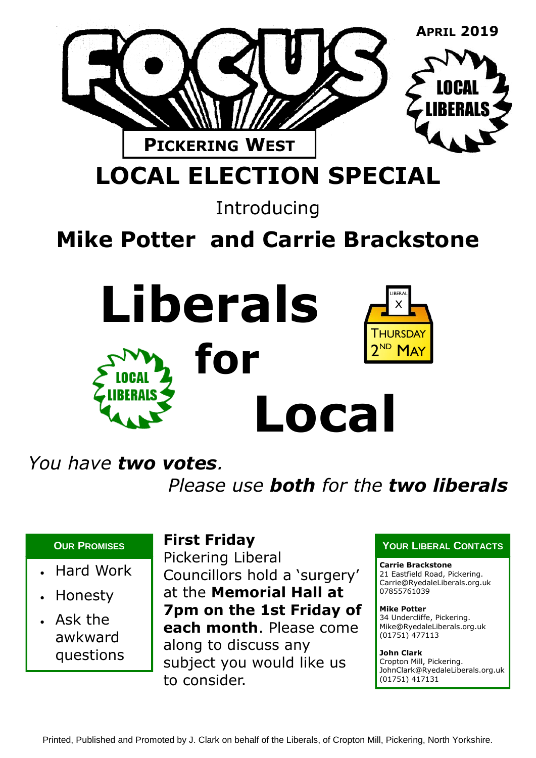# FOCUS

**April 2019**

LOCAL LIBERALS

**Pickering West**

# LOCAL ELECTION SPECIAL

Introducing

## Mike Potter and Carrie Brackstone

# Liberals for Local

LOCAL LIBERALS

LIBERAL X

THURSDAY 2ND MAY

*You have **two votes**.*
*Please use **both** for the **two liberals***

**Our Promises**

- Hard Work
- Honesty
- Ask the awkward questions

**First Friday**

Pickering Liberal Councillors hold a 'surgery' at the **Memorial Hall at 7pm on the 1st Friday of each month**. Please come along to discuss any subject you would like us to consider.

**Your Liberal Contacts**

**Carrie Brackstone**
21 Eastfield Road, Pickering.
Carrie@RyedaleLiberals.org.uk
07855761039

**Mike Potter**
34 Undercliffe, Pickering.
Mike@RyedaleLiberals.org.uk
(01751) 477113

**John Clark**
Cropton Mill, Pickering.
JohnClark@RyedaleLiberals.org.uk
(01751) 417131

Printed, Published and Promoted by J. Clark on behalf of the Liberals, of Cropton Mill, Pickering, North Yorkshire.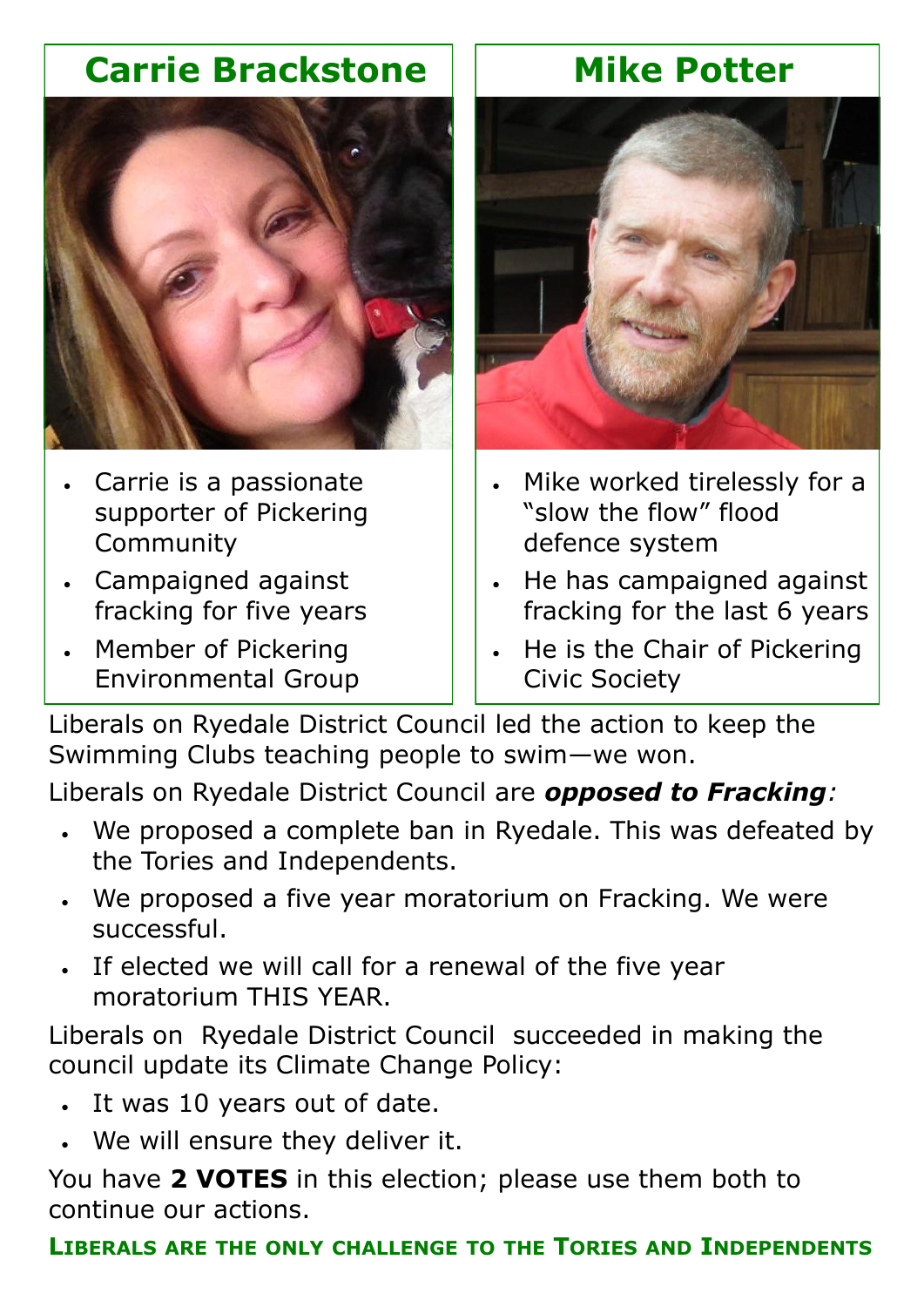## Carrie Brackstone

- Carrie is a passionate supporter of Pickering Community
- Campaigned against fracking for five years
- Member of Pickering Environmental Group

## Mike Potter

- Mike worked tirelessly for a "slow the flow" flood defence system
- He has campaigned against fracking for the last 6 years
- He is the Chair of Pickering Civic Society

Liberals on Ryedale District Council led the action to keep the Swimming Clubs teaching people to swim—we won.

Liberals on Ryedale District Council are ***opposed to Fracking***:

- We proposed a complete ban in Ryedale. This was defeated by the Tories and Independents.
- We proposed a five year moratorium on Fracking. We were successful.
- If elected we will call for a renewal of the five year moratorium THIS YEAR.

Liberals on Ryedale District Council succeeded in making the council update its Climate Change Policy:

- It was 10 years out of date.
- We will ensure they deliver it.

You have **2 VOTES** in this election; please use them both to continue our actions.

**LIBERALS ARE THE ONLY CHALLENGE TO THE TORIES AND INDEPENDENTS**